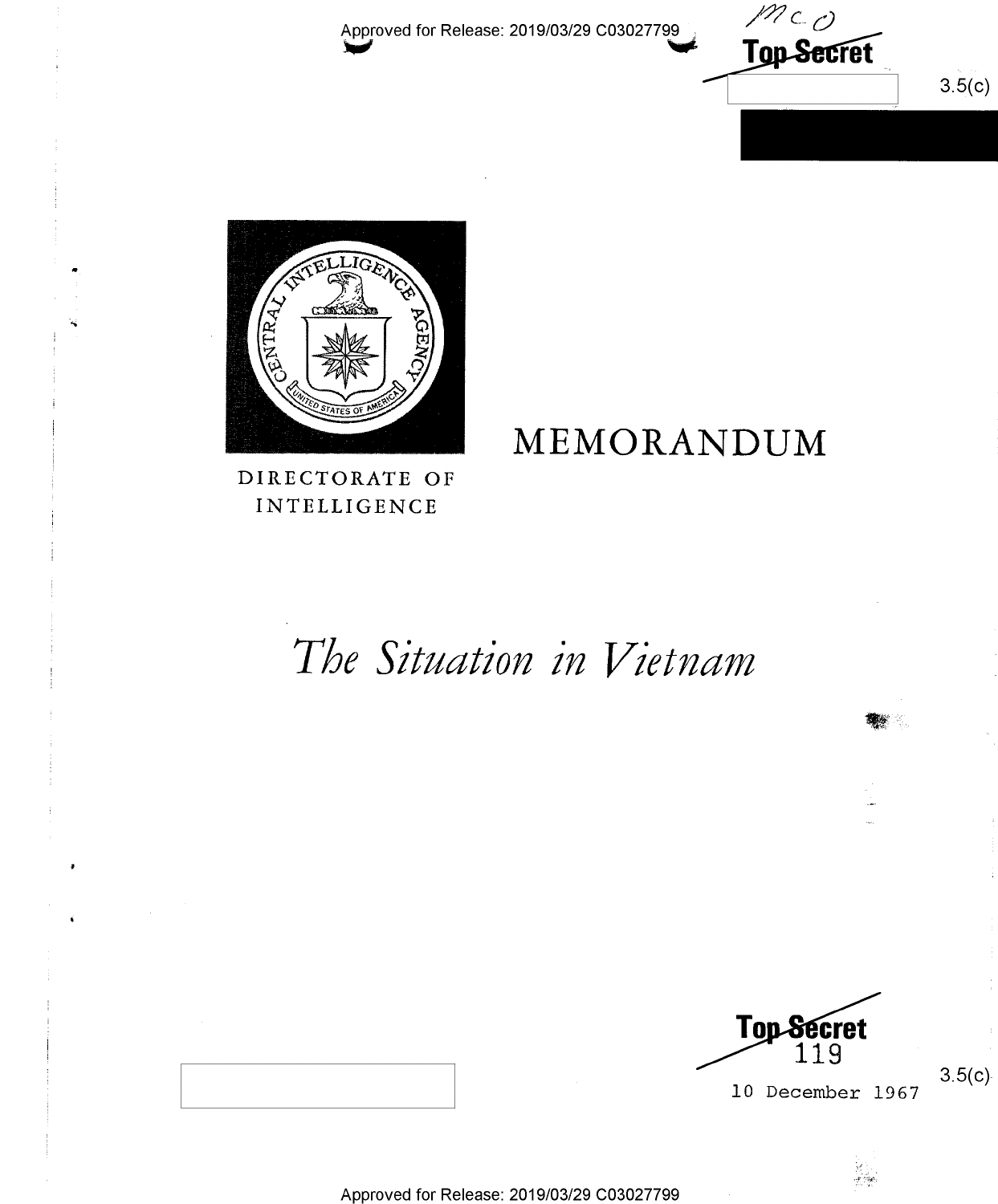Approved for Release: 2019/03/29 C03027799

Top Secret

3.5(c)

DIRECTORATE OF INTELLIGENCE

# MEMORANDUM

# *The Situation in Vietnam*

Top Secret
119

3.5(c)

10 December 1967

Approved for Release: 2019/03/29 C03027799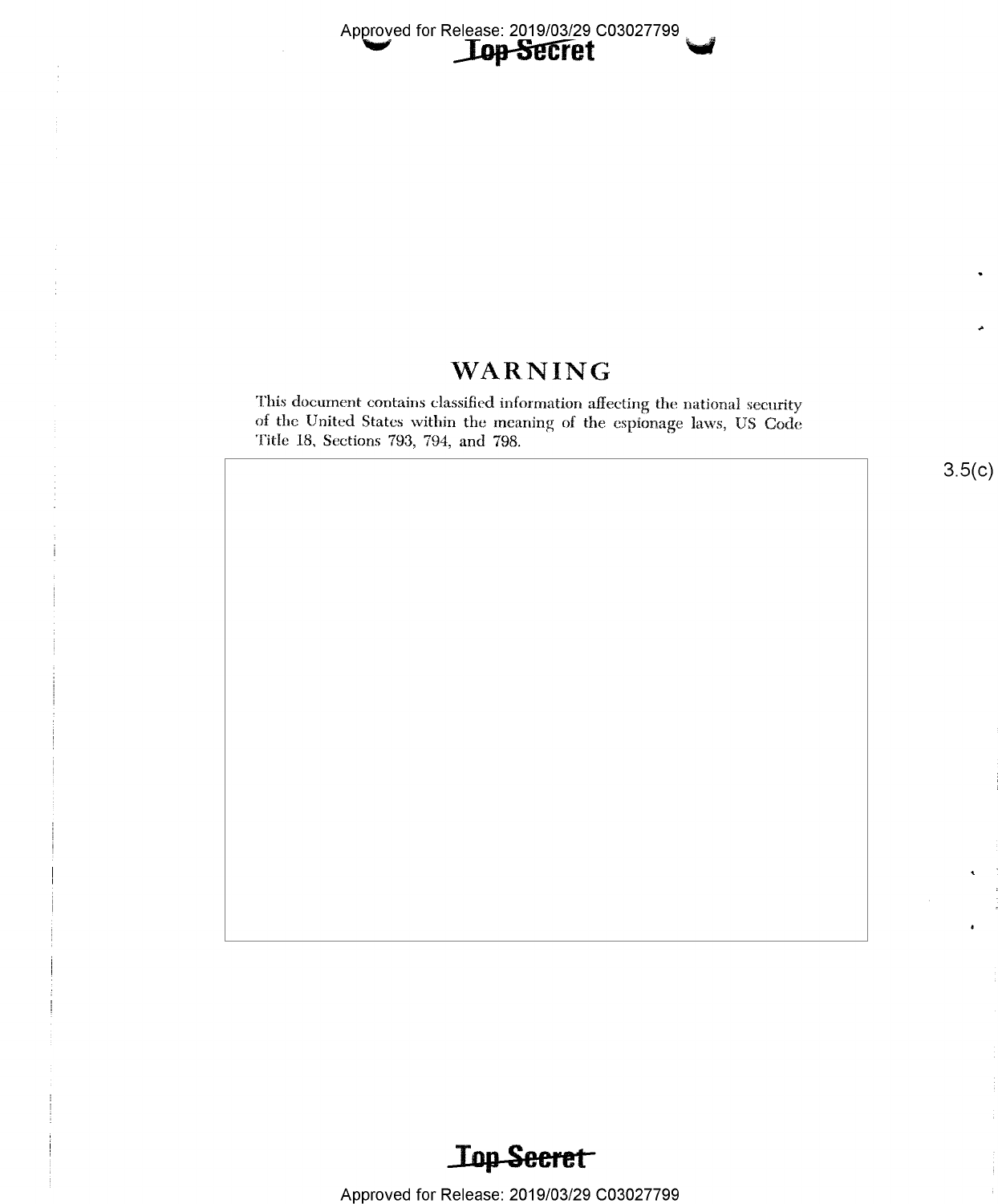# WARNING

This document contains classified information affecting the national security of the United States within the meaning of the espionage laws, US Code Title 18, Sections 793, 794, and 798.

3.5(c)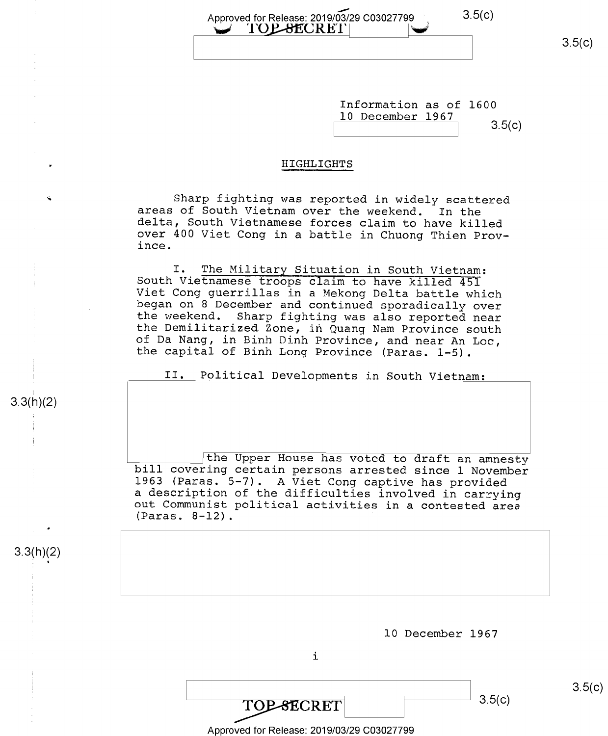Information as of 1600
10 December 1967

## HIGHLIGHTS

Sharp fighting was reported in widely scattered areas of South Vietnam over the weekend. In the delta, South Vietnamese forces claim to have killed over 400 Viet Cong in a battle in Chuong Thien Province.

I. The Military Situation in South Vietnam: South Vietnamese troops claim to have killed 451 Viet Cong guerrillas in a Mekong Delta battle which began on 8 December and continued sporadically over the weekend. Sharp fighting was also reported near the Demilitarized Zone, in Quang Nam Province south of Da Nang, in Binh Dinh Province, and near An Loc, the capital of Binh Long Province (Paras. 1-5).

II. Political Developments in South Vietnam: the Upper House has voted to draft an amnesty bill covering certain persons arrested since 1 November 1963 (Paras. 5-7). A Viet Cong captive has provided a description of the difficulties involved in carrying out Communist political activities in a contested area (Paras. 8-12).

10 December 1967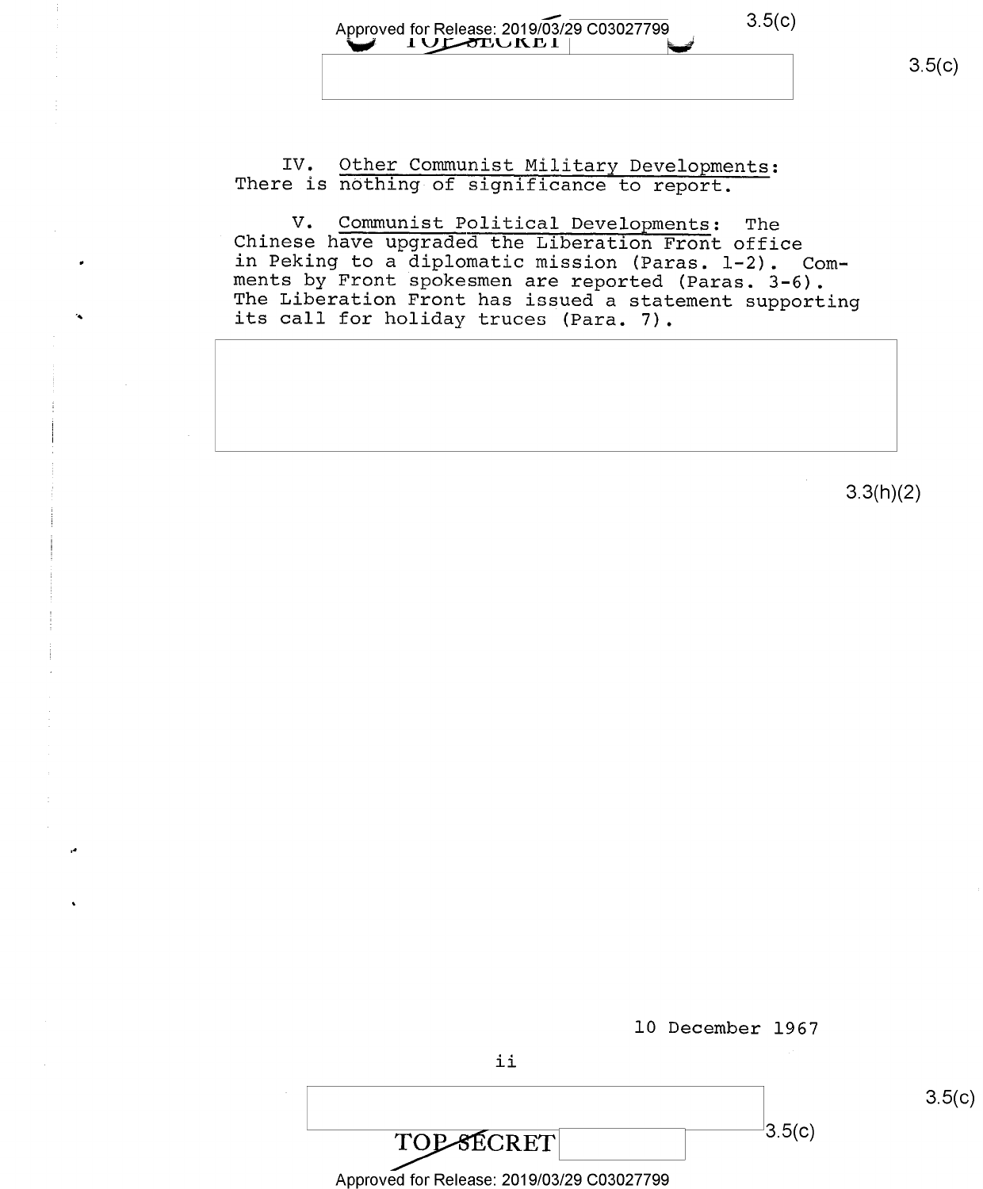IV. Other Communist Military Developments: There is nothing of significance to report.

V. Communist Political Developments: The Chinese have upgraded the Liberation Front office in Peking to a diplomatic mission (Paras. 1-2). Comments by Front spokesmen are reported (Paras. 3-6). The Liberation Front has issued a statement supporting its call for holiday truces (Para. 7).

10 December 1967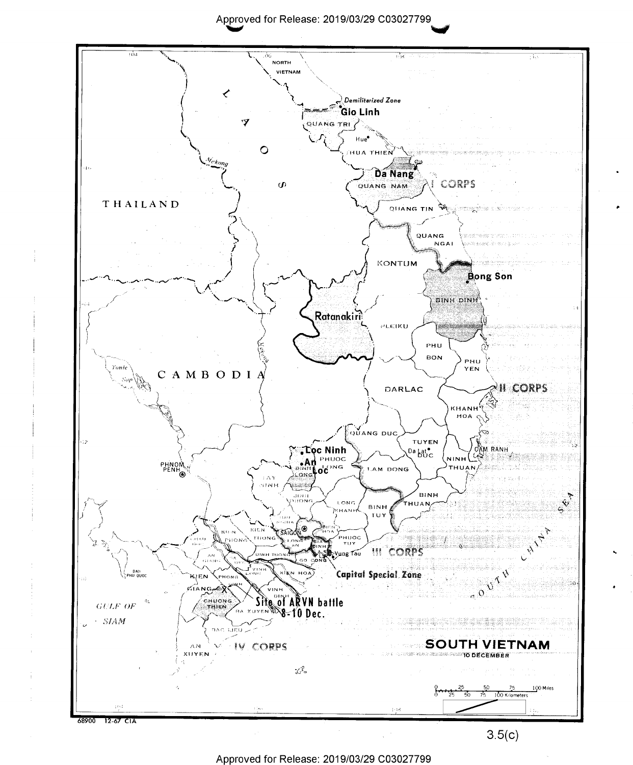# SOUTH VIETNAM

10 DECEMBER

NORTH VIETNAM

Demilitarized Zone

Gio Linh

QUANG TRI

Hue

THUA THIEN

Da Nang

QUANG NAM

I CORPS

QUANG TIN

QUANG NGAI

KONTUM

Bong Son

BINH DINH

Ratanakiri

PLEIKU

PHU BON

PHU YEN

DARLAC

II CORPS

KHANH HOA

QUANG DUC

TUYEN DUC

Da Lat

CAM RANH

NINH THUAN

LAM DONG

Loc Ninh

An Loc

PHUOC LONG

BINH LONG

TAY NINH

BINH DUONG

LONG KHANH

BINH TUY

BINH THUAN

SAIGON

BIEN HOA

PHUOC TUY

Vung Tau

III CORPS

Capital Special Zone

GO CONG

KIEN HOA

VINH LONG

VINH BINH

KIEN PHONG

KIEN TUONG

DINH TUONG

LONG AN

GIA DINH

AN GIANG

CHAU DOC

KIEN GIANG

PHONG DINH

CHUONG THIEN

BA XUYEN

BAC LIEU

AN XUYEN

IV CORPS

Site of ARVN battle 8-10 Dec.

LAOS

THAILAND

CAMBODIA

PHNOM PENH

Tonle Sap

Mekong

GULF OF SIAM

DAO PHU QUOC

SOUTH CHINA SEA

0 25 50 75 100 Miles

0 25 50 75 100 Kilometers

68900 12-67 CIA

3.5(c)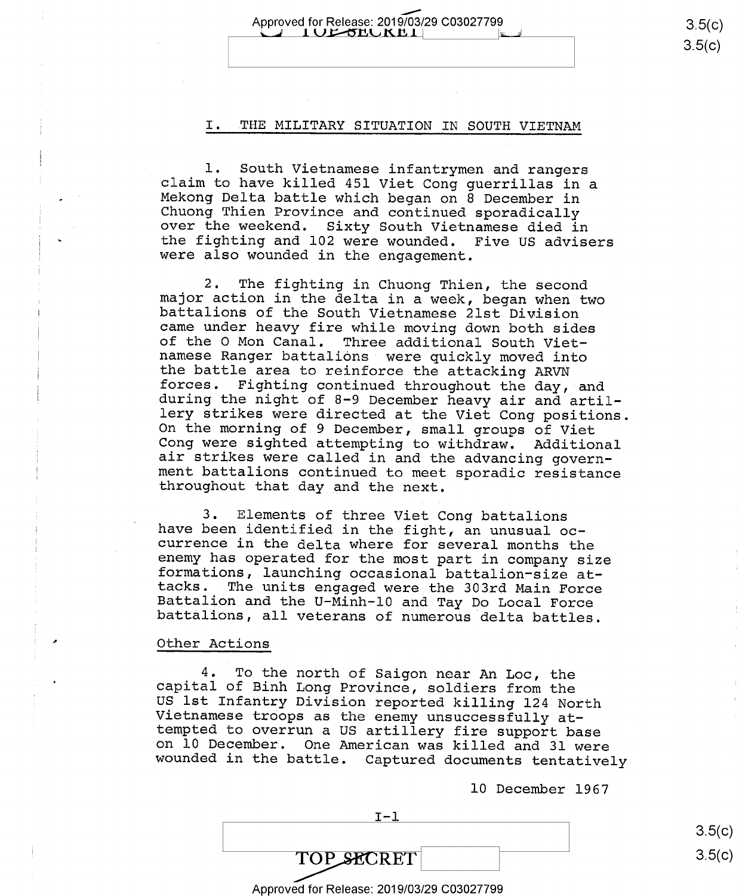## I. THE MILITARY SITUATION IN SOUTH VIETNAM

1. South Vietnamese infantrymen and rangers claim to have killed 451 Viet Cong guerrillas in a Mekong Delta battle which began on 8 December in Chuong Thien Province and continued sporadically over the weekend. Sixty South Vietnamese died in the fighting and 102 were wounded. Five US advisers were also wounded in the engagement.

2. The fighting in Chuong Thien, the second major action in the delta in a week, began when two battalions of the South Vietnamese 21st Division came under heavy fire while moving down both sides of the O Mon Canal. Three additional South Vietnamese Ranger battalions were quickly moved into the battle area to reinforce the attacking ARVN forces. Fighting continued throughout the day, and during the night of 8-9 December heavy air and artillery strikes were directed at the Viet Cong positions. On the morning of 9 December, small groups of Viet Cong were sighted attempting to withdraw. Additional air strikes were called in and the advancing government battalions continued to meet sporadic resistance throughout that day and the next.

3. Elements of three Viet Cong battalions have been identified in the fight, an unusual occurrence in the delta where for several months the enemy has operated for the most part in company size formations, launching occasional battalion-size attacks. The units engaged were the 303rd Main Force Battalion and the U-Minh-10 and Tay Do Local Force battalions, all veterans of numerous delta battles.

### Other Actions

4. To the north of Saigon near An Loc, the capital of Binh Long Province, soldiers from the US 1st Infantry Division reported killing 124 North Vietnamese troops as the enemy unsuccessfully attempted to overrun a US artillery fire support base on 10 December. One American was killed and 31 were wounded in the battle. Captured documents tentatively

10 December 1967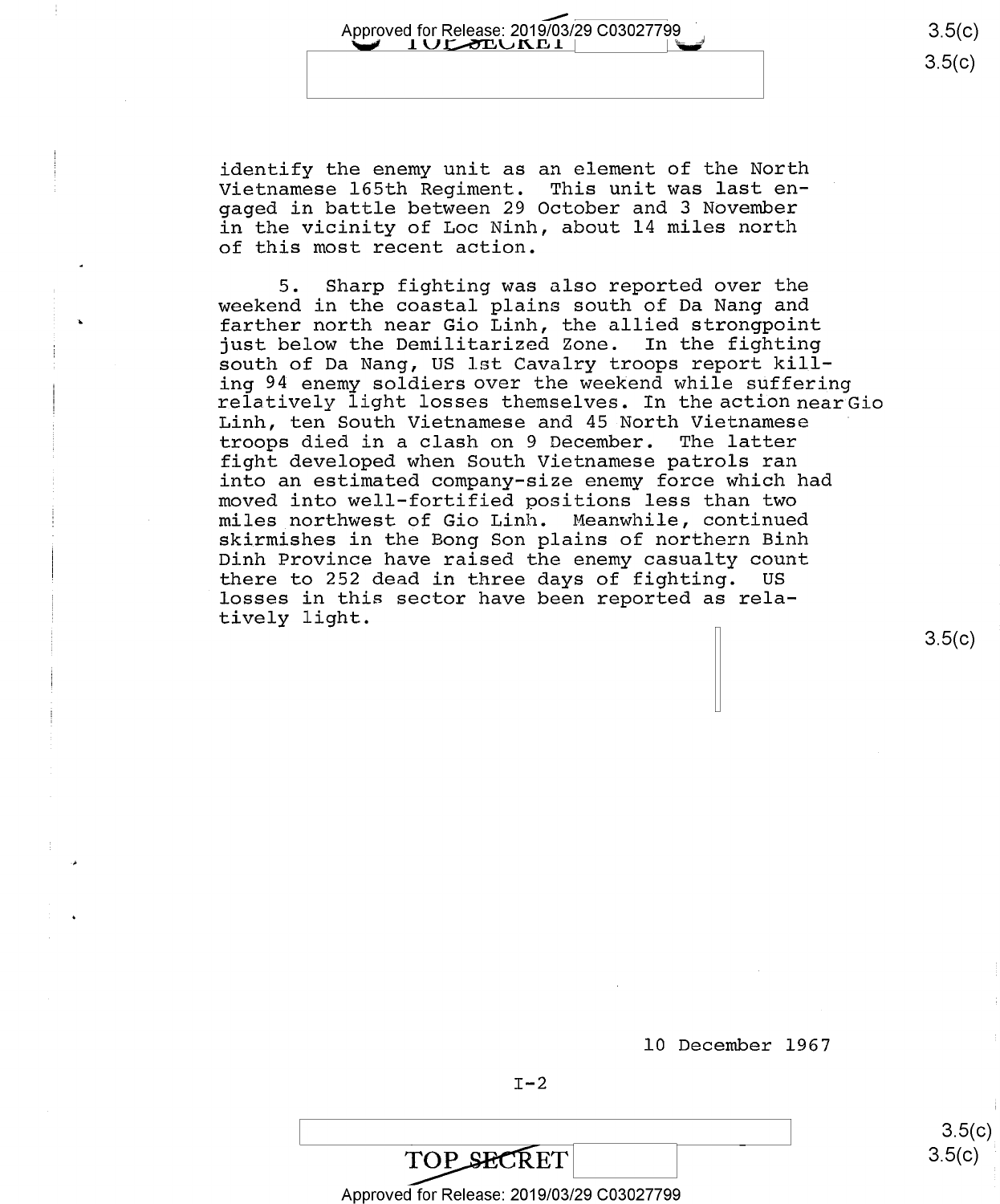identify the enemy unit as an element of the North Vietnamese 165th Regiment. This unit was last engaged in battle between 29 October and 3 November in the vicinity of Loc Ninh, about 14 miles north of this most recent action.

5. Sharp fighting was also reported over the weekend in the coastal plains south of Da Nang and farther north near Gio Linh, the allied strongpoint just below the Demilitarized Zone. In the fighting south of Da Nang, US 1st Cavalry troops report killing 94 enemy soldiers over the weekend while suffering relatively light losses themselves. In the action near Gio Linh, ten South Vietnamese and 45 North Vietnamese troops died in a clash on 9 December. The latter fight developed when South Vietnamese patrols ran into an estimated company-size enemy force which had moved into well-fortified positions less than two miles northwest of Gio Linh. Meanwhile, continued skirmishes in the Bong Son plains of northern Binh Dinh Province have raised the enemy casualty count there to 252 dead in three days of fighting. US losses in this sector have been reported as relatively light.

10 December 1967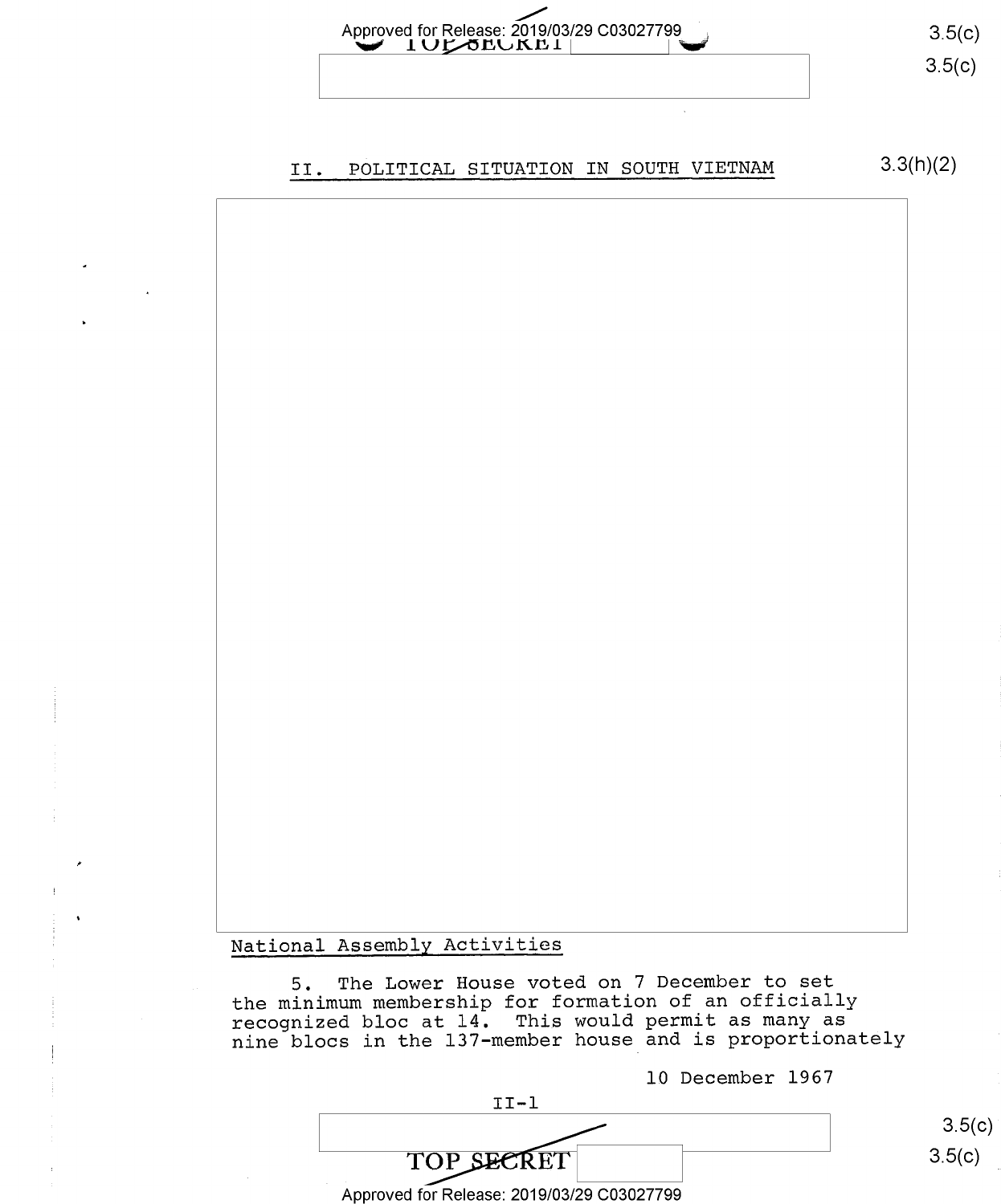## II. POLITICAL SITUATION IN SOUTH VIETNAM

### National Assembly Activities

5. The Lower House voted on 7 December to set the minimum membership for formation of an officially recognized bloc at 14. This would permit as many as nine blocs in the 137-member house and is proportionately

10 December 1967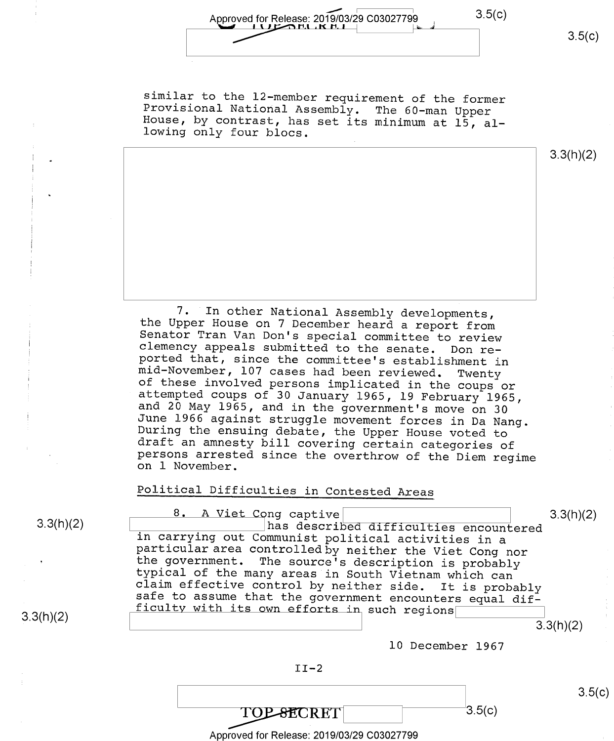similar to the 12-member requirement of the former Provisional National Assembly. The 60-man Upper House, by contrast, has set its minimum at 15, allowing only four blocs.

7. In other National Assembly developments, the Upper House on 7 December heard a report from Senator Tran Van Don's special committee to review clemency appeals submitted to the senate. Don reported that, since the committee's establishment in mid-November, 107 cases had been reviewed. Twenty of these involved persons implicated in the coups or attempted coups of 30 January 1965, 19 February 1965, and 20 May 1965, and in the government's move on 30 June 1966 against struggle movement forces in Da Nang. During the ensuing debate, the Upper House voted to draft an amnesty bill covering certain categories of persons arrested since the overthrow of the Diem regime on 1 November.

## Political Difficulties in Contested Areas

8. A Viet Cong captive has described difficulties encountered in carrying out Communist political activities in a particular area controlled by neither the Viet Cong nor the government. The source's description is probably typical of the many areas in South Vietnam which can claim effective control by neither side. It is probably safe to assume that the government encounters equal difficulty with its own efforts in such regions

10 December 1967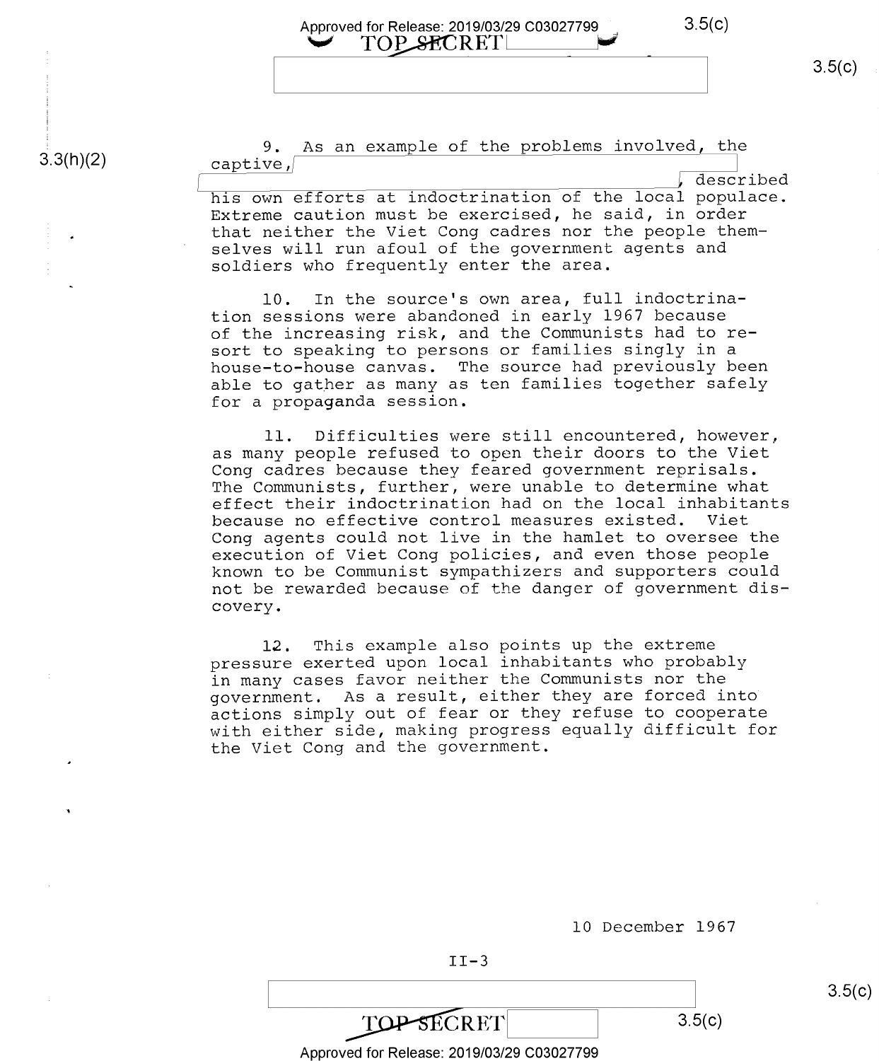9. As an example of the problems involved, the captive, [redacted], described his own efforts at indoctrination of the local populace. Extreme caution must be exercised, he said, in order that neither the Viet Cong cadres nor the people themselves will run afoul of the government agents and soldiers who frequently enter the area.

10. In the source's own area, full indoctrination sessions were abandoned in early 1967 because of the increasing risk, and the Communists had to resort to speaking to persons or families singly in a house-to-house canvas. The source had previously been able to gather as many as ten families together safely for a propaganda session.

11. Difficulties were still encountered, however, as many people refused to open their doors to the Viet Cong cadres because they feared government reprisals. The Communists, further, were unable to determine what effect their indoctrination had on the local inhabitants because no effective control measures existed. Viet Cong agents could not live in the hamlet to oversee the execution of Viet Cong policies, and even those people known to be Communist sympathizers and supporters could not be rewarded because of the danger of government discovery.

12. This example also points up the extreme pressure exerted upon local inhabitants who probably in many cases favor neither the Communists nor the government. As a result, either they are forced into actions simply out of fear or they refuse to cooperate with either side, making progress equally difficult for the Viet Cong and the government.

10 December 1967

II-3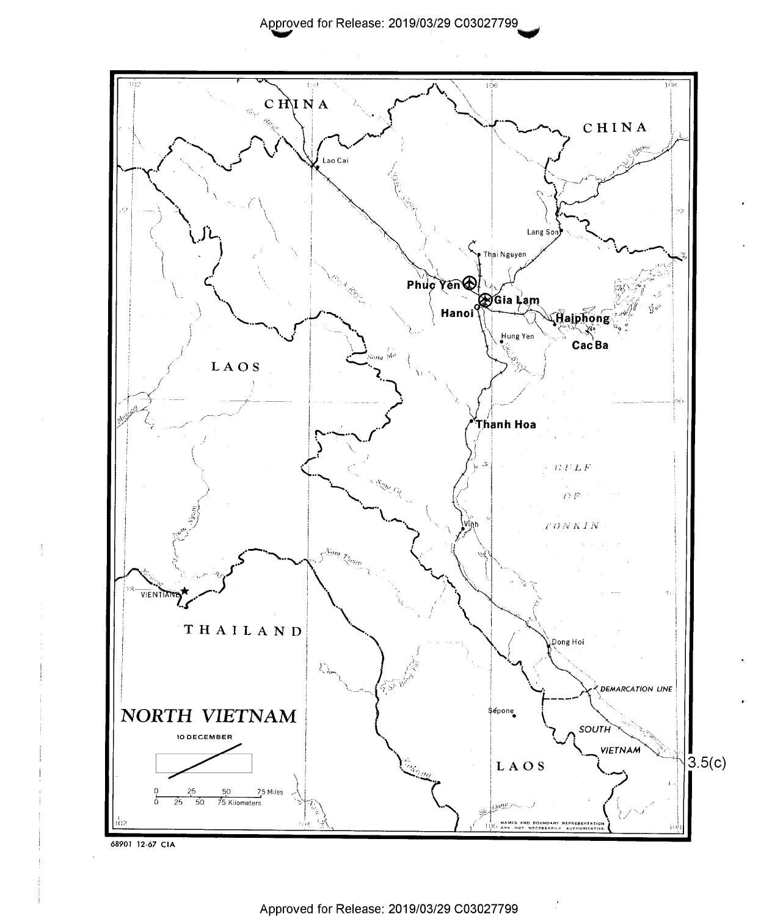# NORTH VIETNAM

10 DECEMBER

CHINA

CHINA

Lao Cai

Lang Son

Thai Nguyen

Phuc Yen

Gia Lam

Hanoi

Haiphong

Hung Yen

Cac Ba

LAOS

Thanh Hoa

GULF OF TONKIN

Vinh

VIENTIANE

THAILAND

Dong Hoi

DEMARCATION LINE

Sepone

SOUTH VIETNAM

LAOS

3.5(c)

0 25 50 75 Miles

0 25 50 75 Kilometers

NAMES AND BOUNDARY REPRESENTATION ARE NOT NECESSARILY AUTHORITATIVE

68901 12-67 CIA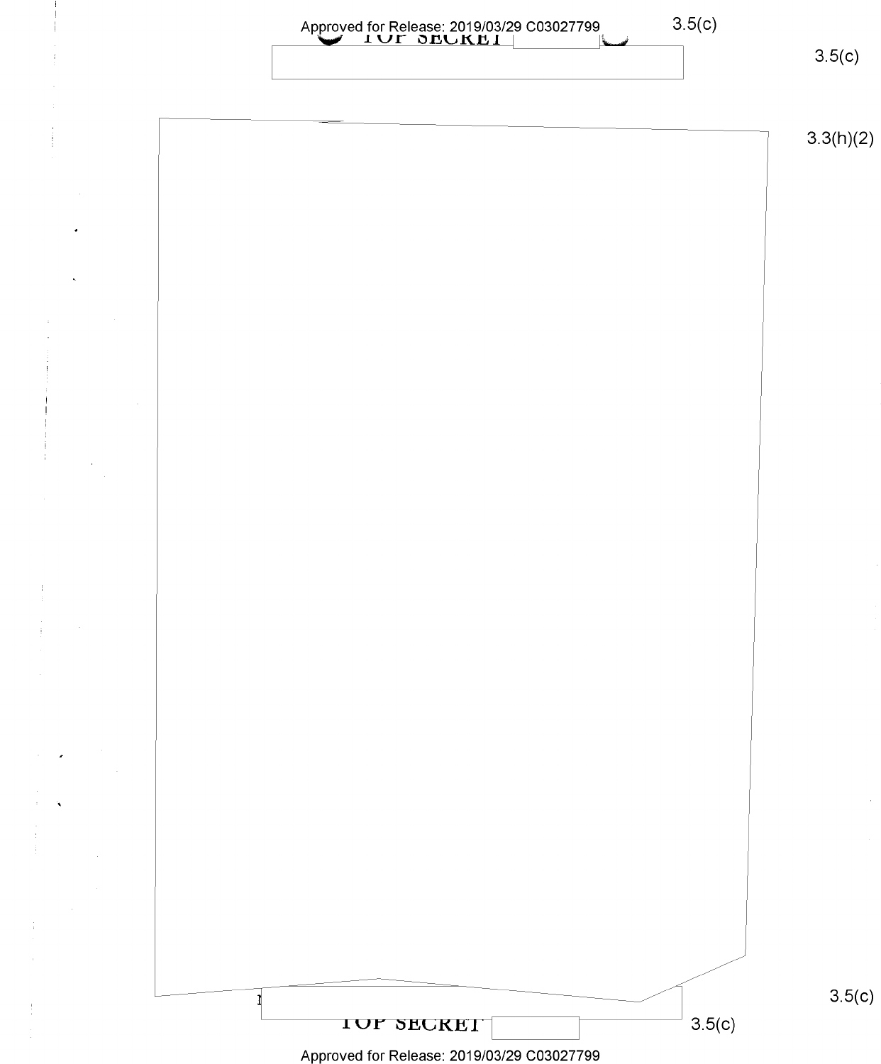3.5(c)

3.5(c)

3.3(h)(2)

3.5(c)

3.5(c)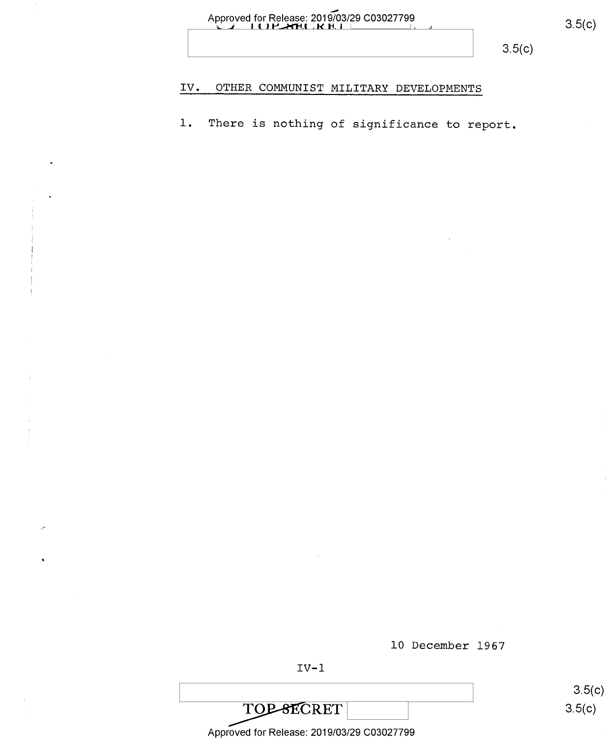## IV. OTHER COMMUNIST MILITARY DEVELOPMENTS

1. There is nothing of significance to report.

10 December 1967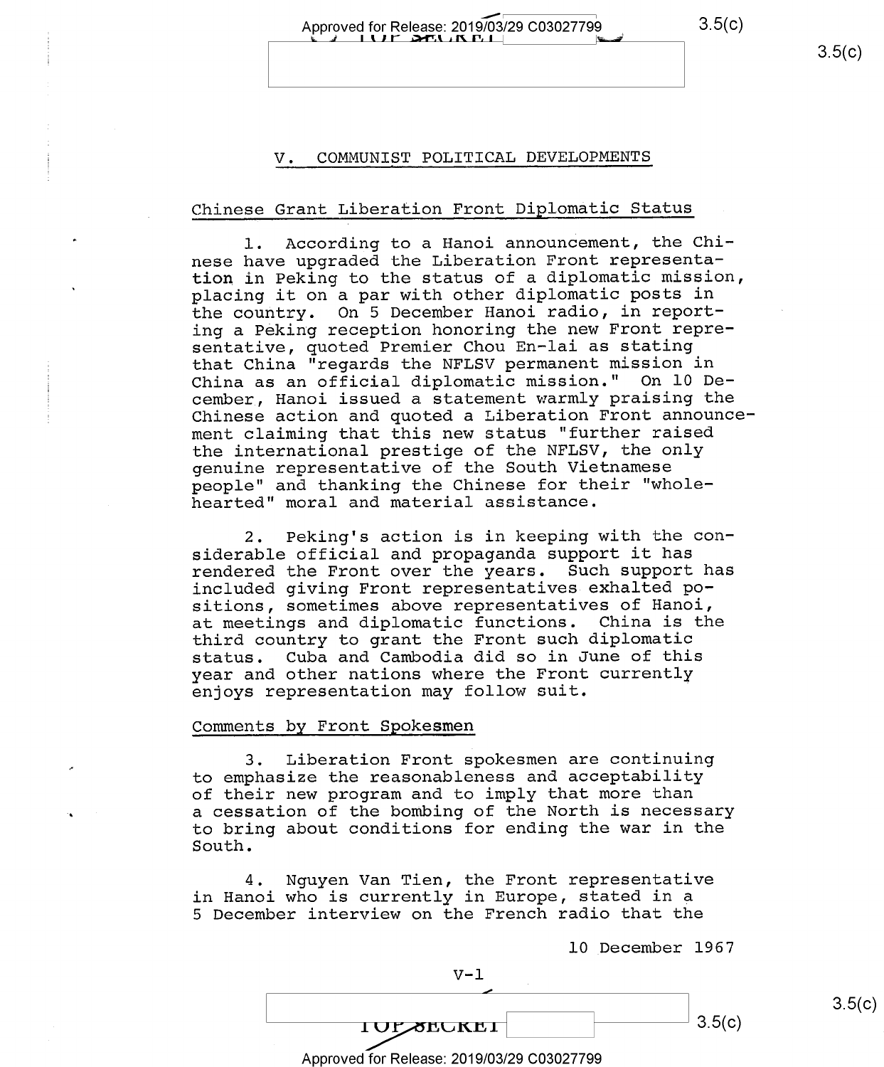## V. COMMUNIST POLITICAL DEVELOPMENTS

### Chinese Grant Liberation Front Diplomatic Status

1. According to a Hanoi announcement, the Chinese have upgraded the Liberation Front representation in Peking to the status of a diplomatic mission, placing it on a par with other diplomatic posts in the country. On 5 December Hanoi radio, in reporting a Peking reception honoring the new Front representative, quoted Premier Chou En-lai as stating that China "regards the NFLSV permanent mission in China as an official diplomatic mission." On 10 December, Hanoi issued a statement warmly praising the Chinese action and quoted a Liberation Front announcement claiming that this new status "further raised the international prestige of the NFLSV, the only genuine representative of the South Vietnamese people" and thanking the Chinese for their "wholehearted" moral and material assistance.

2. Peking's action is in keeping with the considerable official and propaganda support it has rendered the Front over the years. Such support has included giving Front representatives exhalted positions, sometimes above representatives of Hanoi, at meetings and diplomatic functions. China is the third country to grant the Front such diplomatic status. Cuba and Cambodia did so in June of this year and other nations where the Front currently enjoys representation may follow suit.

### Comments by Front Spokesmen

3. Liberation Front spokesmen are continuing to emphasize the reasonableness and acceptability of their new program and to imply that more than a cessation of the bombing of the North is necessary to bring about conditions for ending the war in the South.

4. Nguyen Van Tien, the Front representative in Hanoi who is currently in Europe, stated in a 5 December interview on the French radio that the

10 December 1967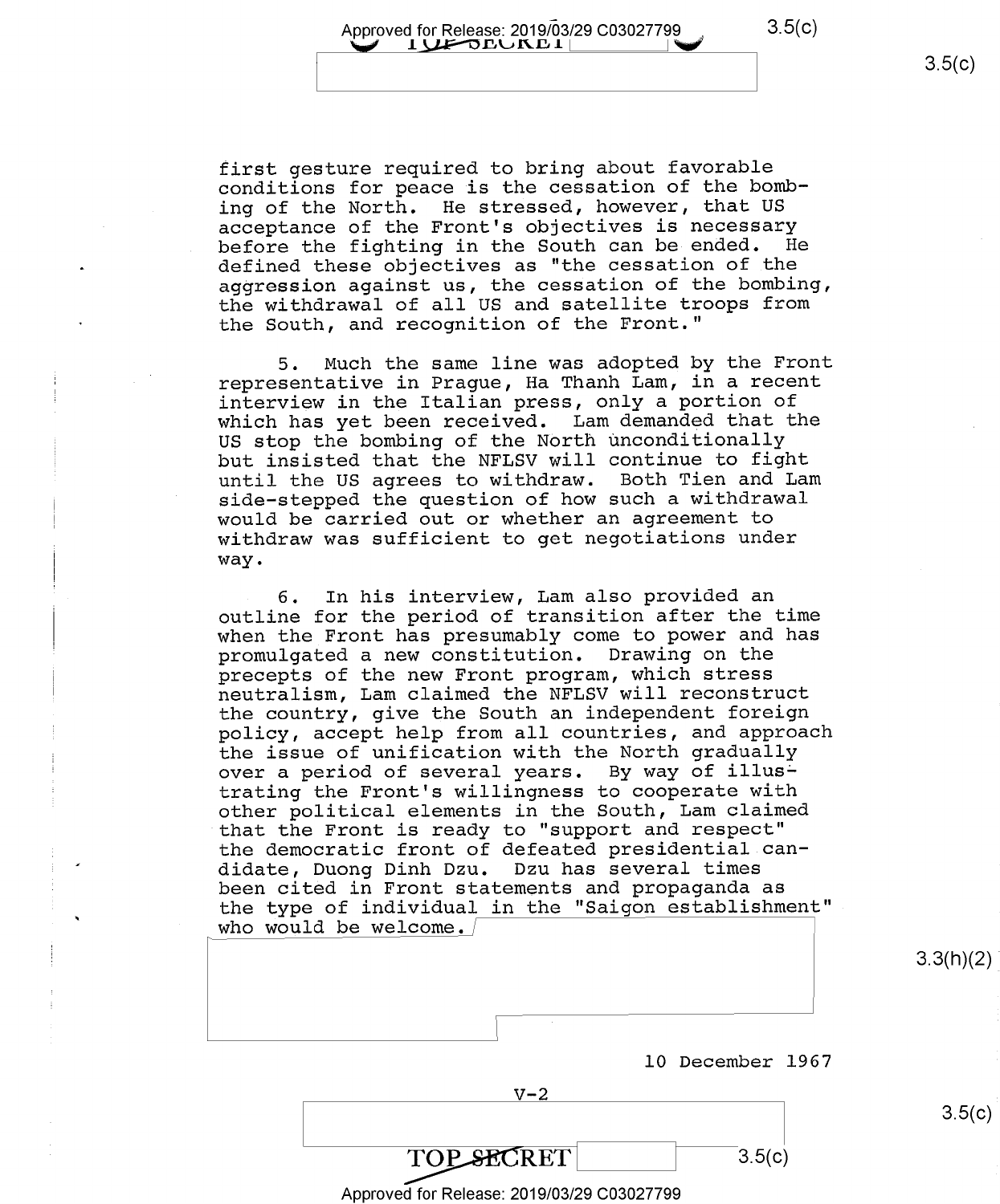first gesture required to bring about favorable conditions for peace is the cessation of the bombing of the North. He stressed, however, that US acceptance of the Front's objectives is necessary before the fighting in the South can be ended. He defined these objectives as "the cessation of the aggression against us, the cessation of the bombing, the withdrawal of all US and satellite troops from the South, and recognition of the Front."

5. Much the same line was adopted by the Front representative in Prague, Ha Thanh Lam, in a recent interview in the Italian press, only a portion of which has yet been received. Lam demanded that the US stop the bombing of the North unconditionally but insisted that the NFLSV will continue to fight until the US agrees to withdraw. Both Tien and Lam side-stepped the question of how such a withdrawal would be carried out or whether an agreement to withdraw was sufficient to get negotiations under way.

6. In his interview, Lam also provided an outline for the period of transition after the time when the Front has presumably come to power and has promulgated a new constitution. Drawing on the precepts of the new Front program, which stress neutralism, Lam claimed the NFLSV will reconstruct the country, give the South an independent foreign policy, accept help from all countries, and approach the issue of unification with the North gradually over a period of several years. By way of illustrating the Front's willingness to cooperate with other political elements in the South, Lam claimed that the Front is ready to "support and respect" the democratic front of defeated presidential candidate, Duong Dinh Dzu. Dzu has several times been cited in Front statements and propaganda as the type of individual in the "Saigon establishment" who would be welcome.

10 December 1967

V-2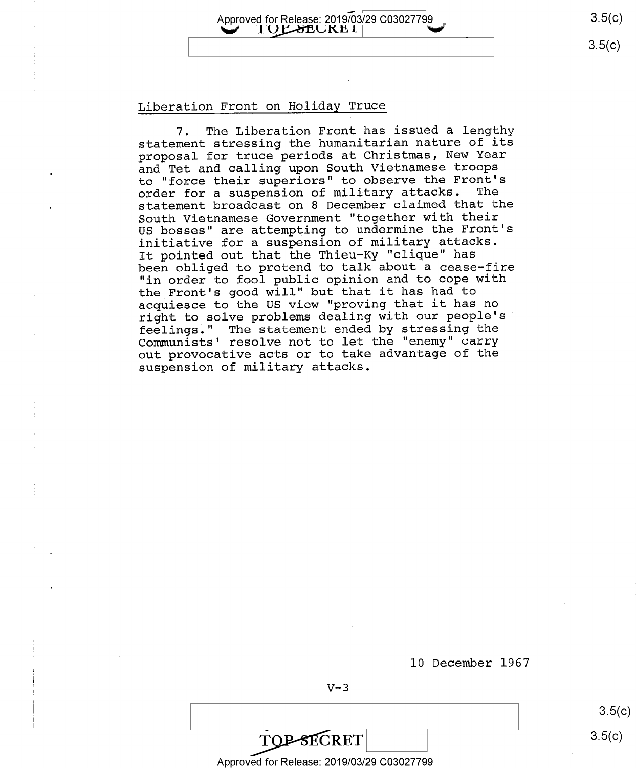## Liberation Front on Holiday Truce

7. The Liberation Front has issued a lengthy statement stressing the humanitarian nature of its proposal for truce periods at Christmas, New Year and Tet and calling upon South Vietnamese troops to "force their superiors" to observe the Front's order for a suspension of military attacks. The statement broadcast on 8 December claimed that the South Vietnamese Government "together with their US bosses" are attempting to undermine the Front's initiative for a suspension of military attacks. It pointed out that the Thieu-Ky "clique" has been obliged to pretend to talk about a cease-fire "in order to fool public opinion and to cope with the Front's good will" but that it has had to acquiesce to the US view "proving that it has no right to solve problems dealing with our people's feelings." The statement ended by stressing the Communists' resolve not to let the "enemy" carry out provocative acts or to take advantage of the suspension of military attacks.

10 December 1967

V-3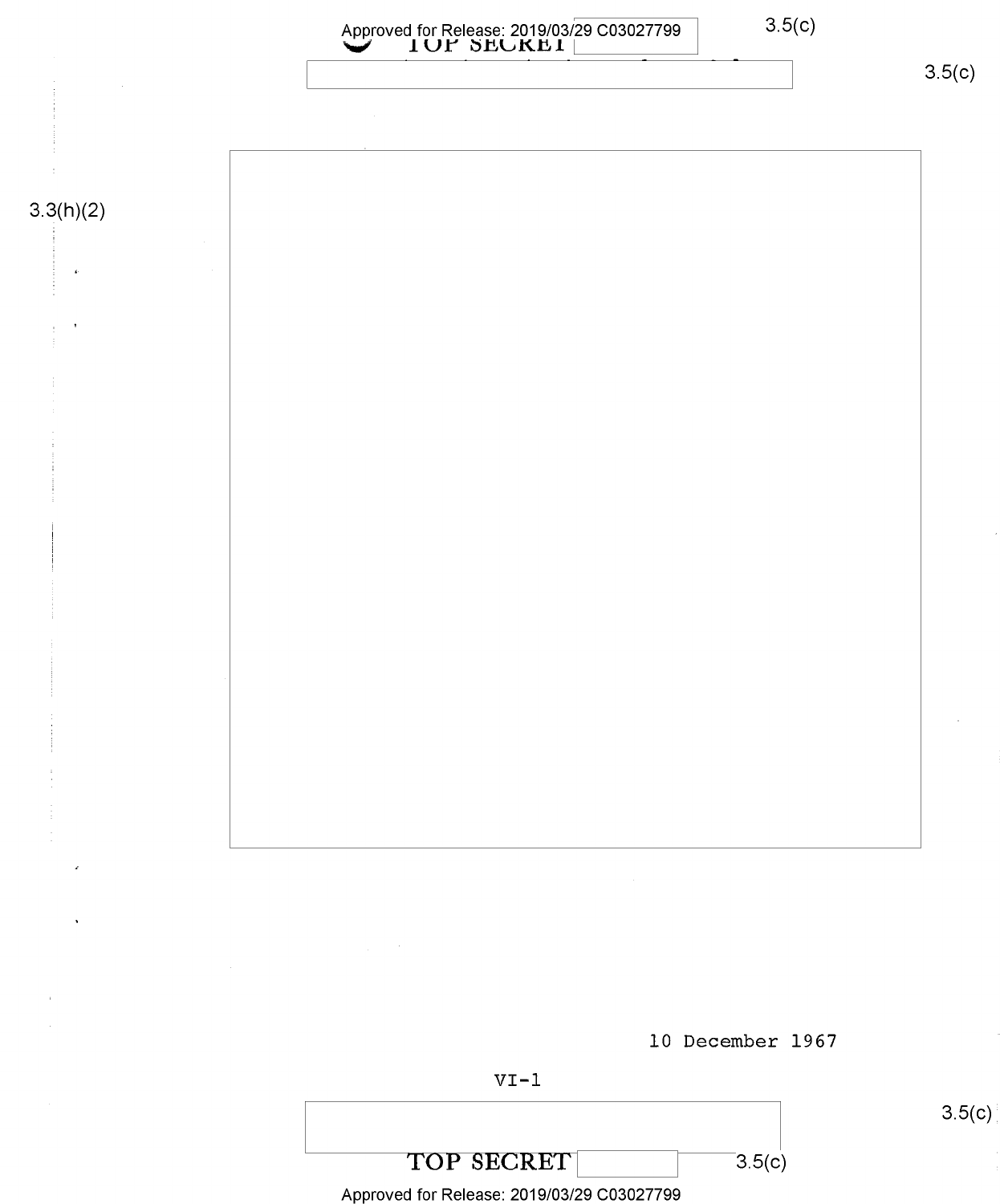10 December 1967